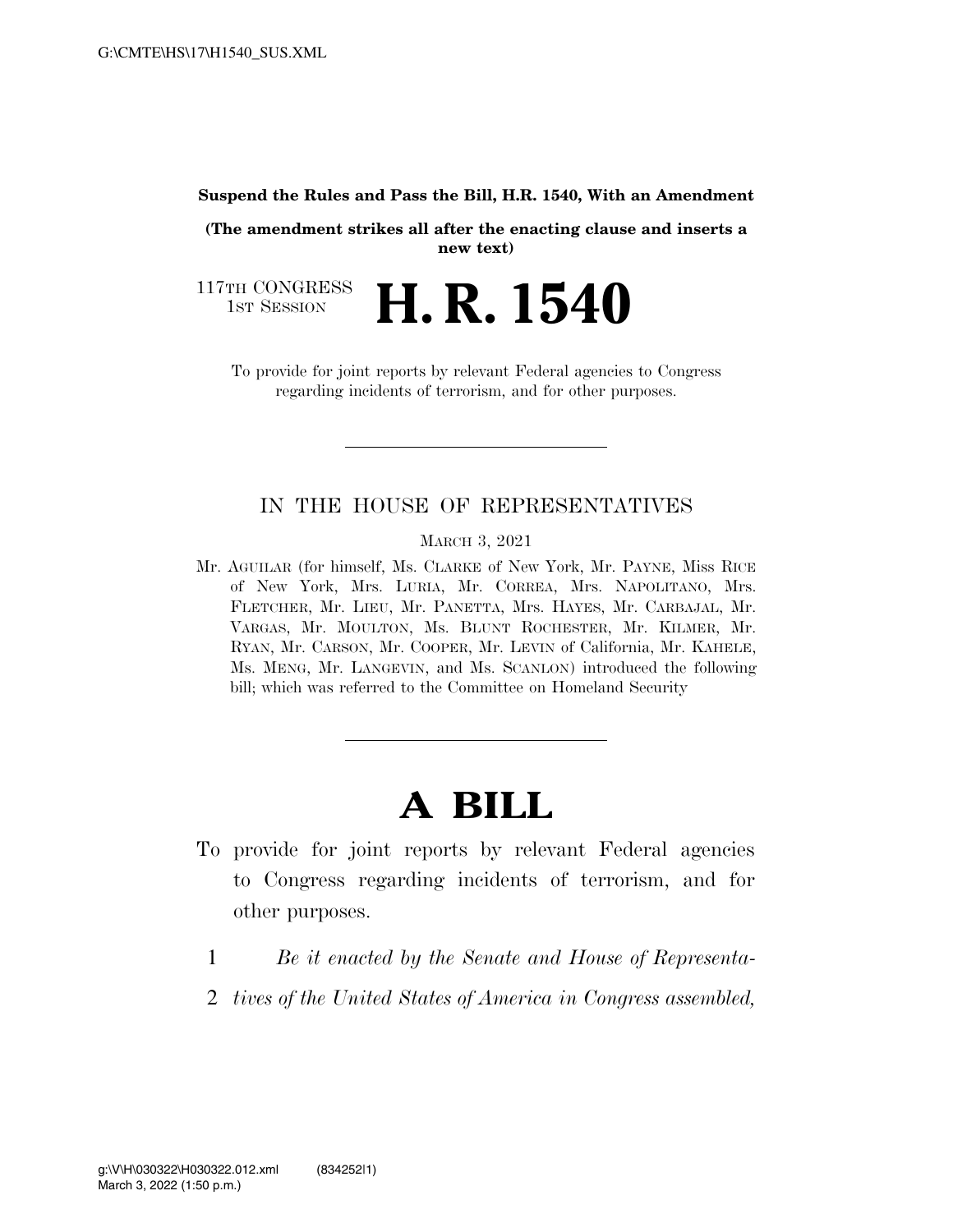**Suspend the Rules and Pass the Bill, H.R. 1540, With an Amendment**

**(The amendment strikes all after the enacting clause and inserts a new text)**

117TH CONGRESS
1ST SESSION

# H. R. 1540

To provide for joint reports by relevant Federal agencies to Congress regarding incidents of terrorism, and for other purposes.

---

IN THE HOUSE OF REPRESENTATIVES

MARCH 3, 2021

Mr. AGUILAR (for himself, Ms. CLARKE of New York, Mr. PAYNE, Miss RICE of New York, Mrs. LURIA, Mr. CORREA, Mrs. NAPOLITANO, Mrs. FLETCHER, Mr. LIEU, Mr. PANETTA, Mrs. HAYES, Mr. CARBAJAL, Mr. VARGAS, Mr. MOULTON, Ms. BLUNT ROCHESTER, Mr. KILMER, Mr. RYAN, Mr. CARSON, Mr. COOPER, Mr. LEVIN of California, Mr. KAHELE, Ms. MENG, Mr. LANGEVIN, and Ms. SCANLON) introduced the following bill; which was referred to the Committee on Homeland Security

---

# A BILL

To provide for joint reports by relevant Federal agencies to Congress regarding incidents of terrorism, and for other purposes.

1 *Be it enacted by the Senate and House of Representa-*
2 *tives of the United States of America in Congress assembled,*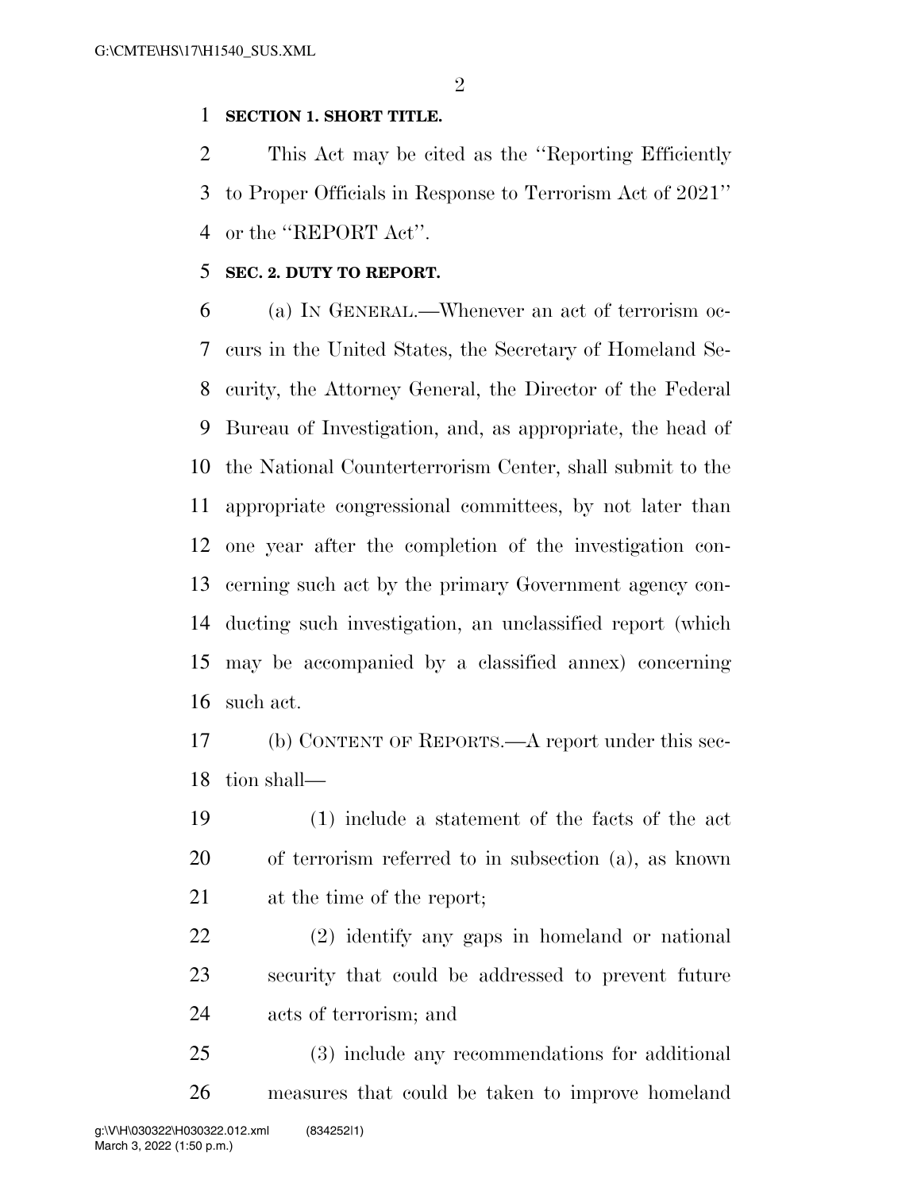**SECTION 1. SHORT TITLE.**

This Act may be cited as the ''Reporting Efficiently to Proper Officials in Response to Terrorism Act of 2021'' or the ''REPORT Act''.

**SEC. 2. DUTY TO REPORT.**

(a) IN GENERAL.—Whenever an act of terrorism occurs in the United States, the Secretary of Homeland Security, the Attorney General, the Director of the Federal Bureau of Investigation, and, as appropriate, the head of the National Counterterrorism Center, shall submit to the appropriate congressional committees, by not later than one year after the completion of the investigation concerning such act by the primary Government agency conducting such investigation, an unclassified report (which may be accompanied by a classified annex) concerning such act.

(b) CONTENT OF REPORTS.—A report under this section shall—

(1) include a statement of the facts of the act of terrorism referred to in subsection (a), as known at the time of the report;

(2) identify any gaps in homeland or national security that could be addressed to prevent future acts of terrorism; and

(3) include any recommendations for additional measures that could be taken to improve homeland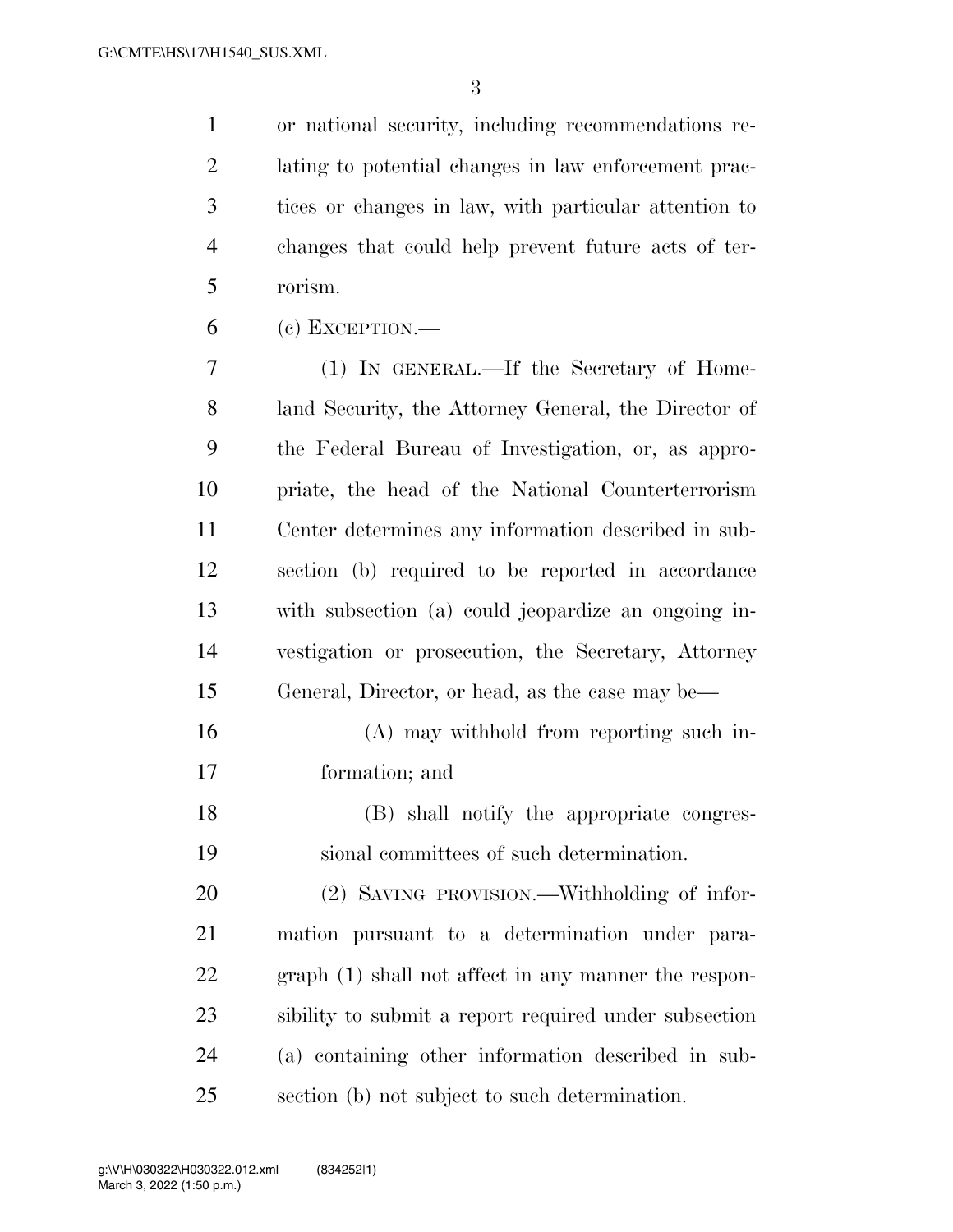or national security, including recommendations relating to potential changes in law enforcement practices or changes in law, with particular attention to changes that could help prevent future acts of terrorism.

(c) EXCEPTION.—

(1) IN GENERAL.—If the Secretary of Homeland Security, the Attorney General, the Director of the Federal Bureau of Investigation, or, as appropriate, the head of the National Counterterrorism Center determines any information described in subsection (b) required to be reported in accordance with subsection (a) could jeopardize an ongoing investigation or prosecution, the Secretary, Attorney General, Director, or head, as the case may be—

(A) may withhold from reporting such information; and

(B) shall notify the appropriate congressional committees of such determination.

(2) SAVING PROVISION.—Withholding of information pursuant to a determination under paragraph (1) shall not affect in any manner the responsibility to submit a report required under subsection (a) containing other information described in subsection (b) not subject to such determination.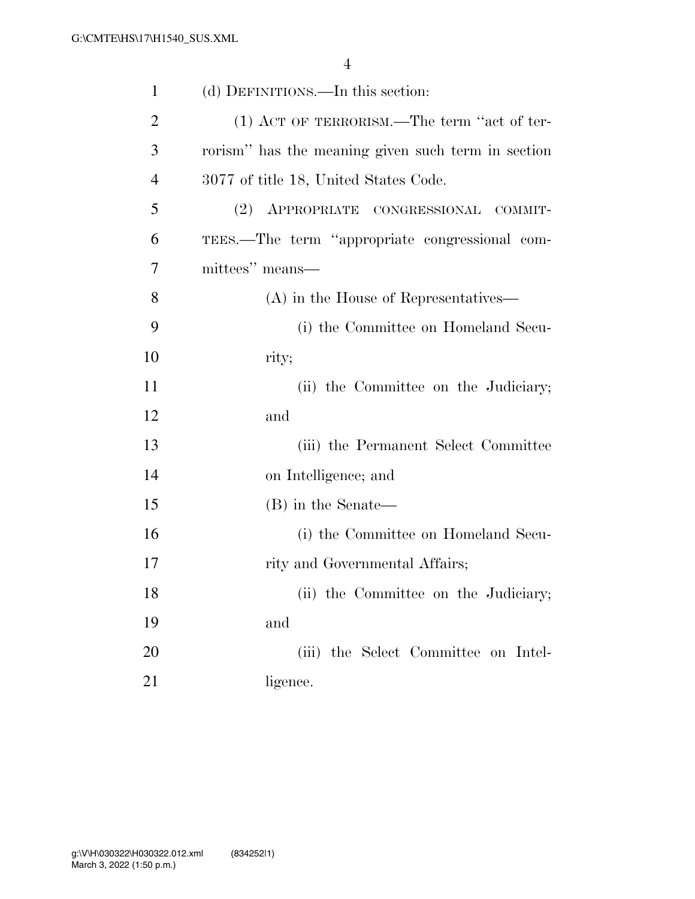(d) DEFINITIONS.—In this section:

(1) ACT OF TERRORISM.—The term "act of terrorism" has the meaning given such term in section 3077 of title 18, United States Code.

(2) APPROPRIATE CONGRESSIONAL COMMITTEES.—The term "appropriate congressional committees" means—

(A) in the House of Representatives—

(i) the Committee on Homeland Security;

(ii) the Committee on the Judiciary; and

(iii) the Permanent Select Committee on Intelligence; and

(B) in the Senate—

(i) the Committee on Homeland Security and Governmental Affairs;

(ii) the Committee on the Judiciary; and

(iii) the Select Committee on Intelligence.